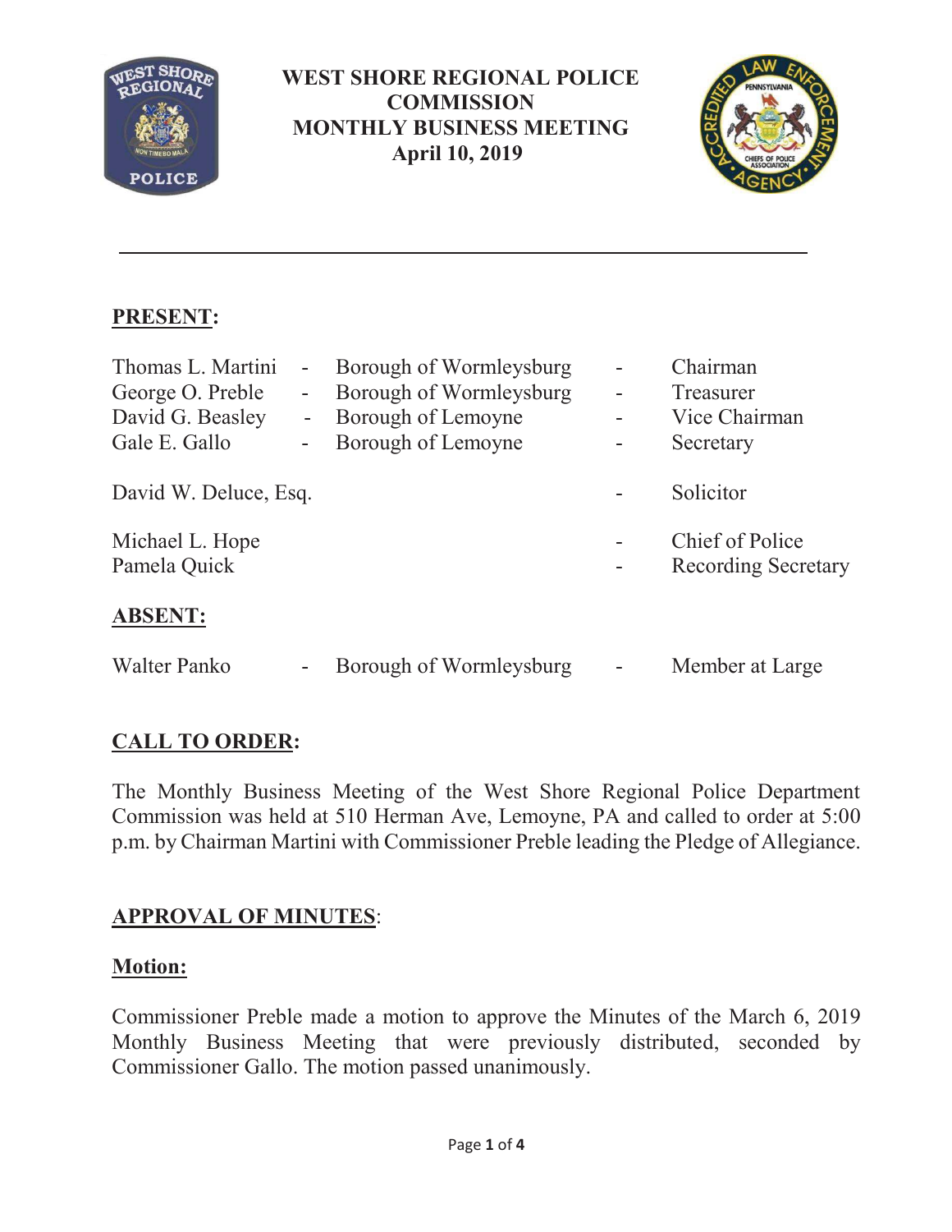# WEST SHORE REGIONAL POLICE COMMISSION
# MONTHLY BUSINESS MEETING
## April 10, 2019

---

## PRESENT:

| | | | | |
|---|---|---|---|---|
| Thomas L. Martini | - | Borough of Wormleysburg | - | Chairman |
| George O. Preble | - | Borough of Wormleysburg | - | Treasurer |
| David G. Beasley | - | Borough of Lemoyne | - | Vice Chairman |
| Gale E. Gallo | - | Borough of Lemoyne | - | Secretary |
| David W. Deluce, Esq. | | | - | Solicitor |
| Michael L. Hope | | | - | Chief of Police |
| Pamela Quick | | | - | Recording Secretary |

## ABSENT:

| | | | | |
|---|---|---|---|---|
| Walter Panko | - | Borough of Wormleysburg | - | Member at Large |

## CALL TO ORDER:

The Monthly Business Meeting of the West Shore Regional Police Department Commission was held at 510 Herman Ave, Lemoyne, PA and called to order at 5:00 p.m. by Chairman Martini with Commissioner Preble leading the Pledge of Allegiance.

## APPROVAL OF MINUTES:

### Motion:

Commissioner Preble made a motion to approve the Minutes of the March 6, 2019 Monthly Business Meeting that were previously distributed, seconded by Commissioner Gallo. The motion passed unanimously.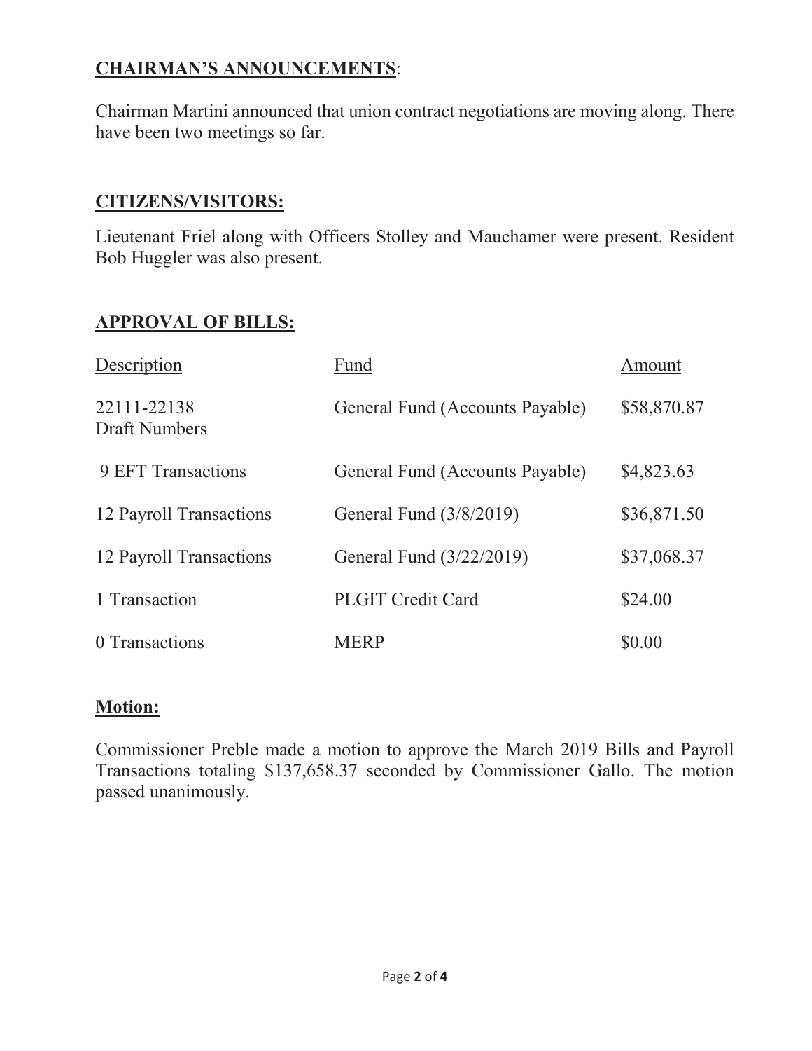## **CHAIRMAN'S ANNOUNCEMENTS**:

Chairman Martini announced that union contract negotiations are moving along. There have been two meetings so far.

## **CITIZENS/VISITORS:**

Lieutenant Friel along with Officers Stolley and Mauchamer were present. Resident Bob Huggler was also present.

## **APPROVAL OF BILLS:**

| Description | Fund | Amount |
|---|---|---|
| 22111-22138 Draft Numbers | General Fund (Accounts Payable) | $58,870.87 |
| 9 EFT Transactions | General Fund (Accounts Payable) | $4,823.63 |
| 12 Payroll Transactions | General Fund (3/8/2019) | $36,871.50 |
| 12 Payroll Transactions | General Fund (3/22/2019) | $37,068.37 |
| 1 Transaction | PLGIT Credit Card | $24.00 |
| 0 Transactions | MERP | $0.00 |

## **Motion:**

Commissioner Preble made a motion to approve the March 2019 Bills and Payroll Transactions totaling $137,658.37 seconded by Commissioner Gallo. The motion passed unanimously.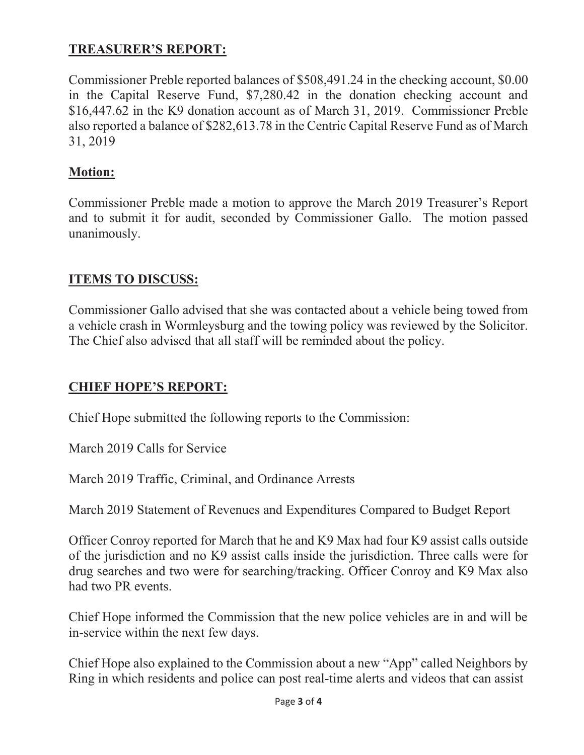## TREASURER'S REPORT:

Commissioner Preble reported balances of $508,491.24 in the checking account, $0.00 in the Capital Reserve Fund, $7,280.42 in the donation checking account and $16,447.62 in the K9 donation account as of March 31, 2019. Commissioner Preble also reported a balance of $282,613.78 in the Centric Capital Reserve Fund as of March 31, 2019

## Motion:

Commissioner Preble made a motion to approve the March 2019 Treasurer's Report and to submit it for audit, seconded by Commissioner Gallo. The motion passed unanimously.

## ITEMS TO DISCUSS:

Commissioner Gallo advised that she was contacted about a vehicle being towed from a vehicle crash in Wormleysburg and the towing policy was reviewed by the Solicitor. The Chief also advised that all staff will be reminded about the policy.

## CHIEF HOPE'S REPORT:

Chief Hope submitted the following reports to the Commission:

March 2019 Calls for Service

March 2019 Traffic, Criminal, and Ordinance Arrests

March 2019 Statement of Revenues and Expenditures Compared to Budget Report

Officer Conroy reported for March that he and K9 Max had four K9 assist calls outside of the jurisdiction and no K9 assist calls inside the jurisdiction. Three calls were for drug searches and two were for searching/tracking. Officer Conroy and K9 Max also had two PR events.

Chief Hope informed the Commission that the new police vehicles are in and will be in-service within the next few days.

Chief Hope also explained to the Commission about a new "App" called Neighbors by Ring in which residents and police can post real-time alerts and videos that can assist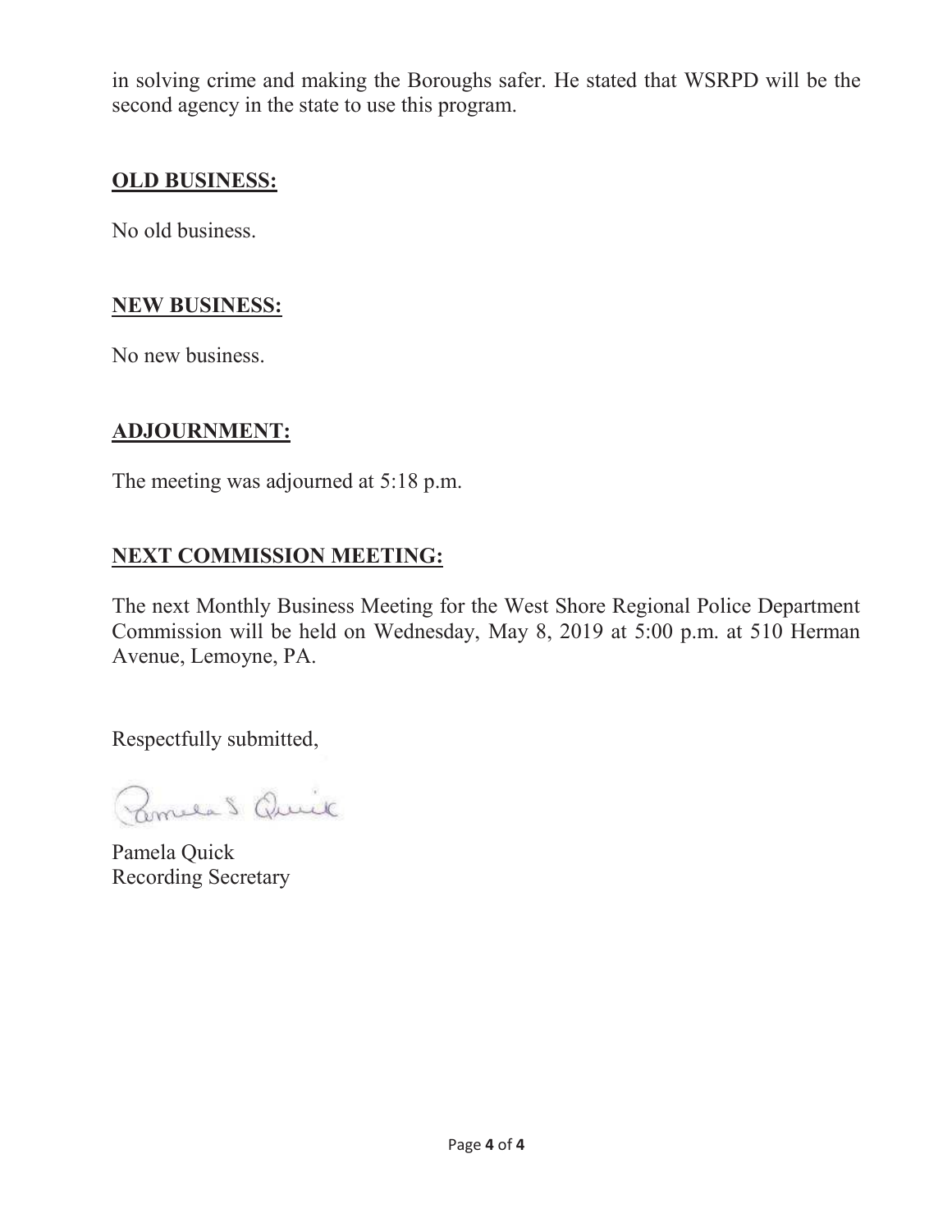in solving crime and making the Boroughs safer. He stated that WSRPD will be the second agency in the state to use this program.

## **OLD BUSINESS:**

No old business.

## **NEW BUSINESS:**

No new business.

## **ADJOURNMENT:**

The meeting was adjourned at 5:18 p.m.

## **NEXT COMMISSION MEETING:**

The next Monthly Business Meeting for the West Shore Regional Police Department Commission will be held on Wednesday, May 8, 2019 at 5:00 p.m. at 510 Herman Avenue, Lemoyne, PA.

Respectfully submitted,

Pamela S. Quick

Pamela Quick
Recording Secretary